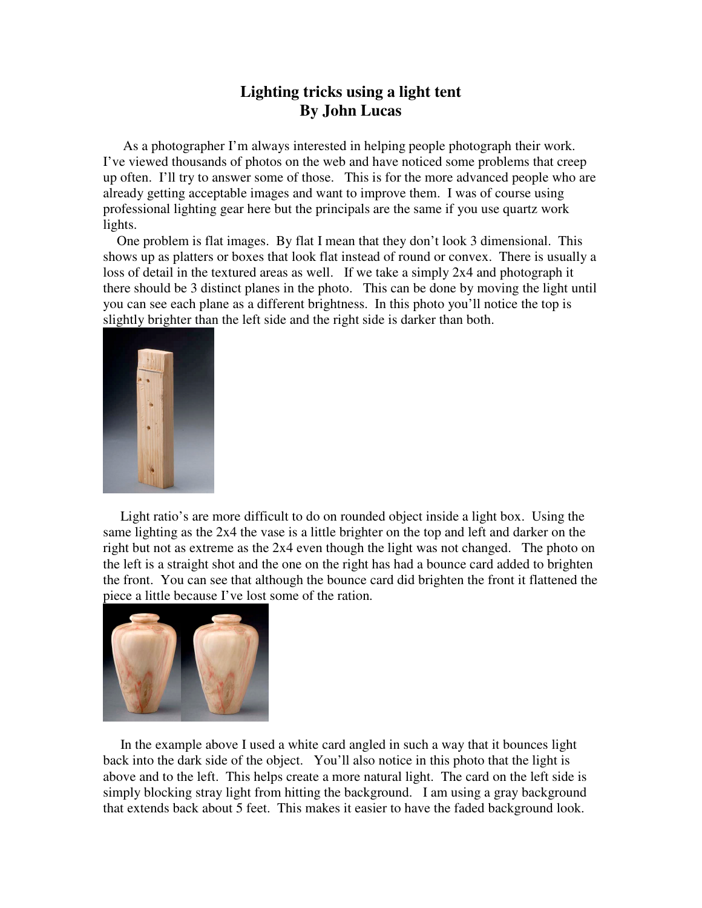# Lighting tricks using a light tent
## By John Lucas

As a photographer I'm always interested in helping people photograph their work. I've viewed thousands of photos on the web and have noticed some problems that creep up often. I'll try to answer some of those. This is for the more advanced people who are already getting acceptable images and want to improve them. I was of course using professional lighting gear here but the principals are the same if you use quartz work lights.

One problem is flat images. By flat I mean that they don't look 3 dimensional. This shows up as platters or boxes that look flat instead of round or convex. There is usually a loss of detail in the textured areas as well. If we take a simply 2x4 and photograph it there should be 3 distinct planes in the photo. This can be done by moving the light until you can see each plane as a different brightness. In this photo you'll notice the top is slightly brighter than the left side and the right side is darker than both.

Light ratio's are more difficult to do on rounded object inside a light box. Using the same lighting as the 2x4 the vase is a little brighter on the top and left and darker on the right but not as extreme as the 2x4 even though the light was not changed. The photo on the left is a straight shot and the one on the right has had a bounce card added to brighten the front. You can see that although the bounce card did brighten the front it flattened the piece a little because I've lost some of the ration.

In the example above I used a white card angled in such a way that it bounces light back into the dark side of the object. You'll also notice in this photo that the light is above and to the left. This helps create a more natural light. The card on the left side is simply blocking stray light from hitting the background. I am using a gray background that extends back about 5 feet. This makes it easier to have the faded background look.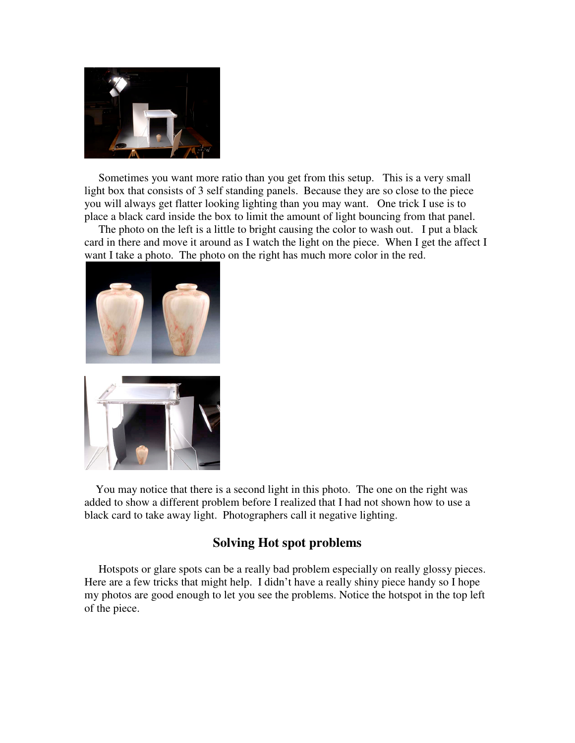Sometimes you want more ratio than you get from this setup. This is a very small light box that consists of 3 self standing panels. Because they are so close to the piece you will always get flatter looking lighting than you may want. One trick I use is to place a black card inside the box to limit the amount of light bouncing from that panel.

The photo on the left is a little to bright causing the color to wash out. I put a black card in there and move it around as I watch the light on the piece. When I get the affect I want I take a photo. The photo on the right has much more color in the red.

You may notice that there is a second light in this photo. The one on the right was added to show a different problem before I realized that I had not shown how to use a black card to take away light. Photographers call it negative lighting.

## Solving Hot spot problems

Hotspots or glare spots can be a really bad problem especially on really glossy pieces. Here are a few tricks that might help. I didn't have a really shiny piece handy so I hope my photos are good enough to let you see the problems. Notice the hotspot in the top left of the piece.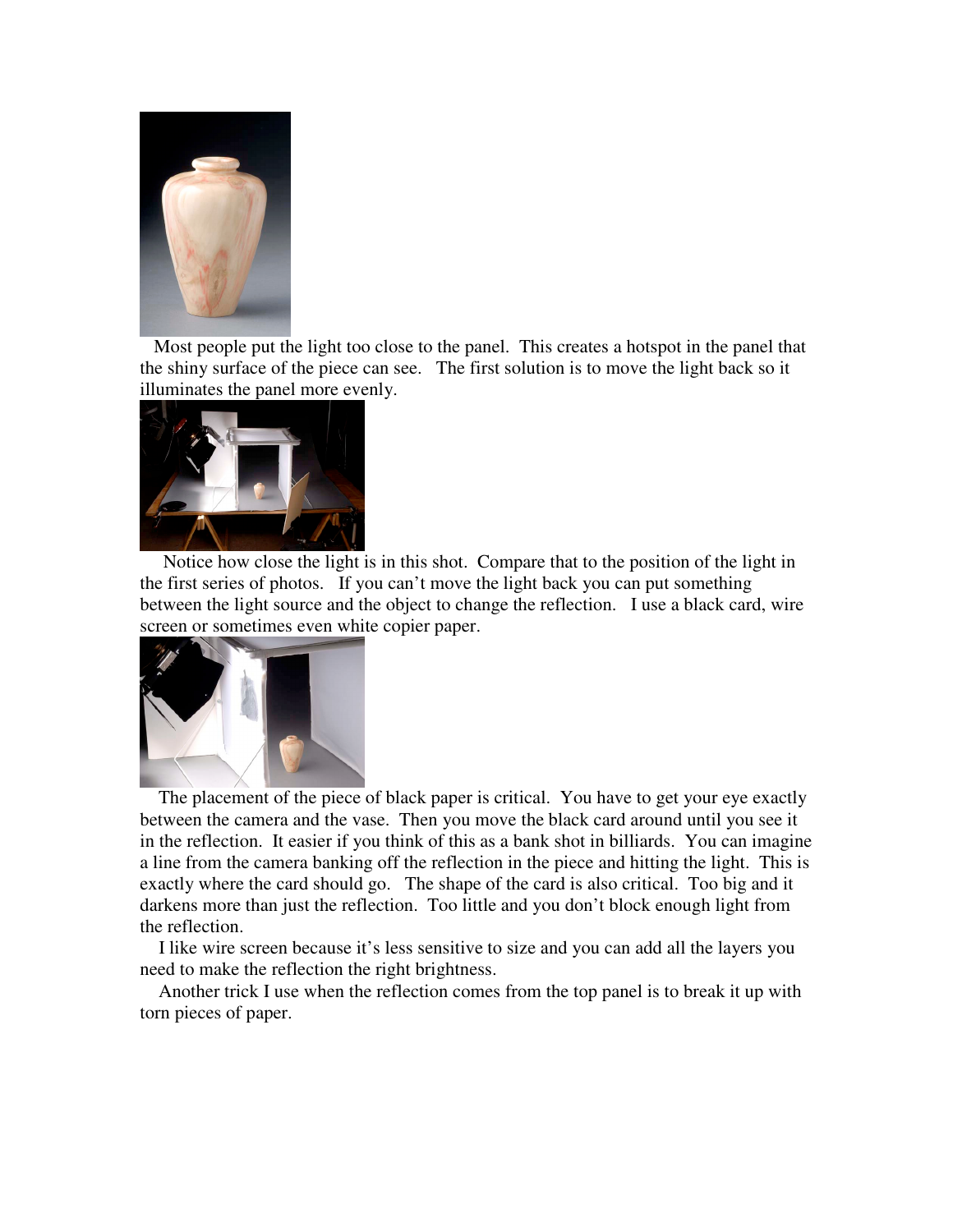Most people put the light too close to the panel. This creates a hotspot in the panel that the shiny surface of the piece can see. The first solution is to move the light back so it illuminates the panel more evenly.

Notice how close the light is in this shot. Compare that to the position of the light in the first series of photos. If you can't move the light back you can put something between the light source and the object to change the reflection. I use a black card, wire screen or sometimes even white copier paper.

The placement of the piece of black paper is critical. You have to get your eye exactly between the camera and the vase. Then you move the black card around until you see it in the reflection. It easier if you think of this as a bank shot in billiards. You can imagine a line from the camera banking off the reflection in the piece and hitting the light. This is exactly where the card should go. The shape of the card is also critical. Too big and it darkens more than just the reflection. Too little and you don't block enough light from the reflection.

I like wire screen because it's less sensitive to size and you can add all the layers you need to make the reflection the right brightness.

Another trick I use when the reflection comes from the top panel is to break it up with torn pieces of paper.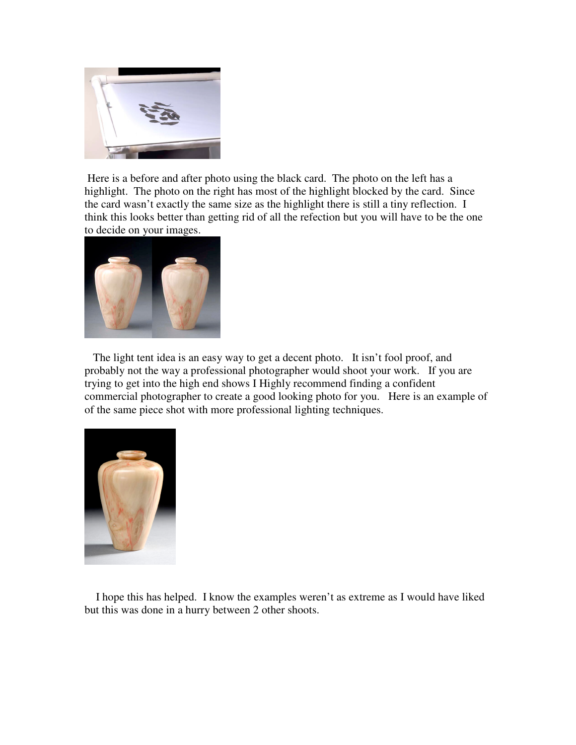Here is a before and after photo using the black card. The photo on the left has a highlight. The photo on the right has most of the highlight blocked by the card. Since the card wasn't exactly the same size as the highlight there is still a tiny reflection. I think this looks better than getting rid of all the refection but you will have to be the one to decide on your images.

The light tent idea is an easy way to get a decent photo. It isn't fool proof, and probably not the way a professional photographer would shoot your work. If you are trying to get into the high end shows I Highly recommend finding a confident commercial photographer to create a good looking photo for you. Here is an example of of the same piece shot with more professional lighting techniques.

I hope this has helped. I know the examples weren't as extreme as I would have liked but this was done in a hurry between 2 other shoots.